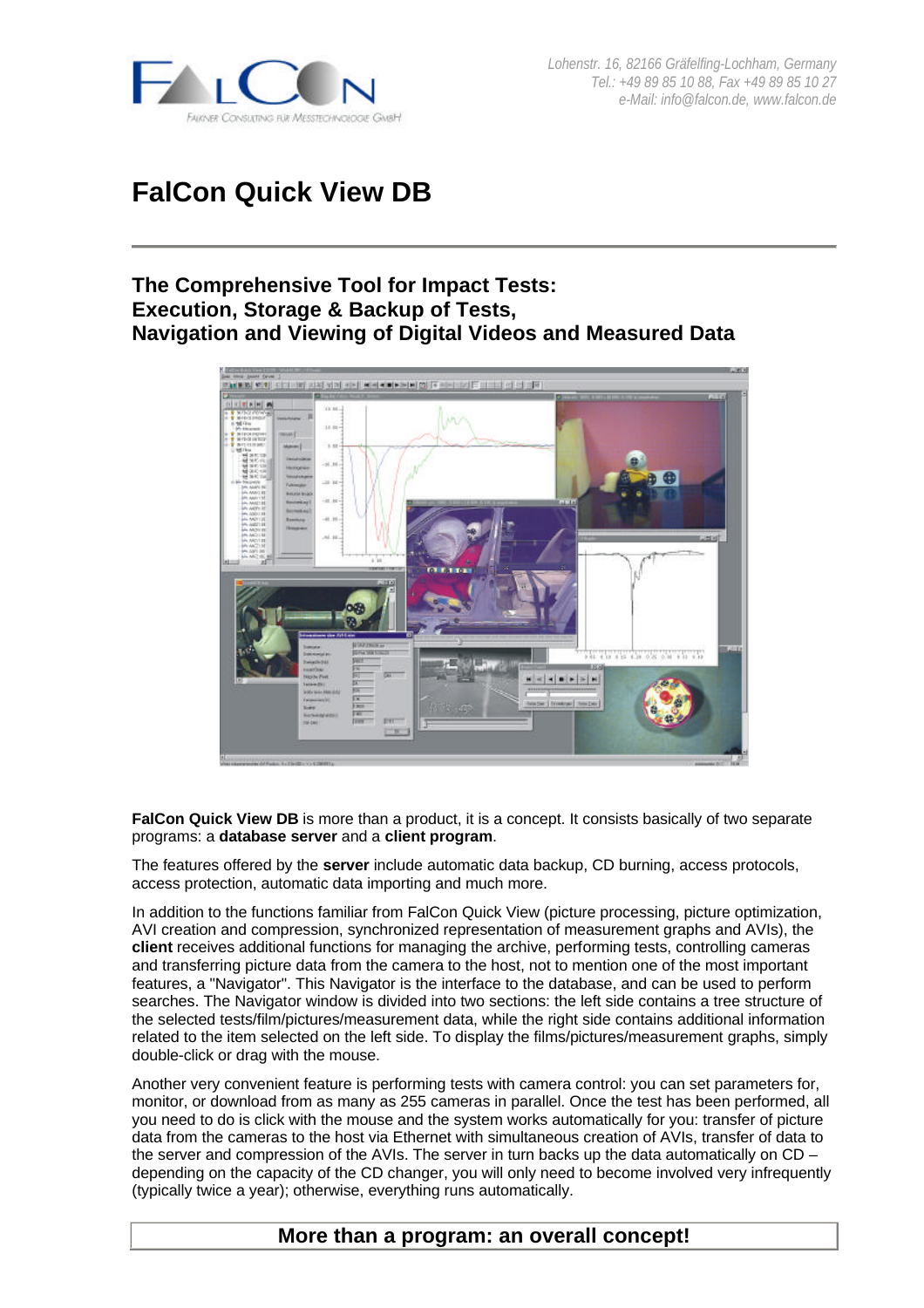Lohenstr. 16, 82166 Gräfelfing-Lochham, Germany
Tel.: +49 89 85 10 88, Fax +49 89 85 10 27
e-Mail: info@falcon.de, www.falcon.de

# FalCon Quick View DB

## The Comprehensive Tool for Impact Tests: Execution, Storage & Backup of Tests, Navigation and Viewing of Digital Videos and Measured Data

**FalCon Quick View DB** is more than a product, it is a concept. It consists basically of two separate programs: a **database server** and a **client program**.

The features offered by the **server** include automatic data backup, CD burning, access protocols, access protection, automatic data importing and much more.

In addition to the functions familiar from FalCon Quick View (picture processing, picture optimization, AVI creation and compression, synchronized representation of measurement graphs and AVIs), the **client** receives additional functions for managing the archive, performing tests, controlling cameras and transferring picture data from the camera to the host, not to mention one of the most important features, a "Navigator". This Navigator is the interface to the database, and can be used to perform searches. The Navigator window is divided into two sections: the left side contains a tree structure of the selected tests/film/pictures/measurement data, while the right side contains additional information related to the item selected on the left side. To display the films/pictures/measurement graphs, simply double-click or drag with the mouse.

Another very convenient feature is performing tests with camera control: you can set parameters for, monitor, or download from as many as 255 cameras in parallel. Once the test has been performed, all you need to do is click with the mouse and the system works automatically for you: transfer of picture data from the cameras to the host via Ethernet with simultaneous creation of AVIs, transfer of data to the server and compression of the AVIs. The server in turn backs up the data automatically on CD – depending on the capacity of the CD changer, you will only need to become involved very infrequently (typically twice a year); otherwise, everything runs automatically.

**More than a program: an overall concept!**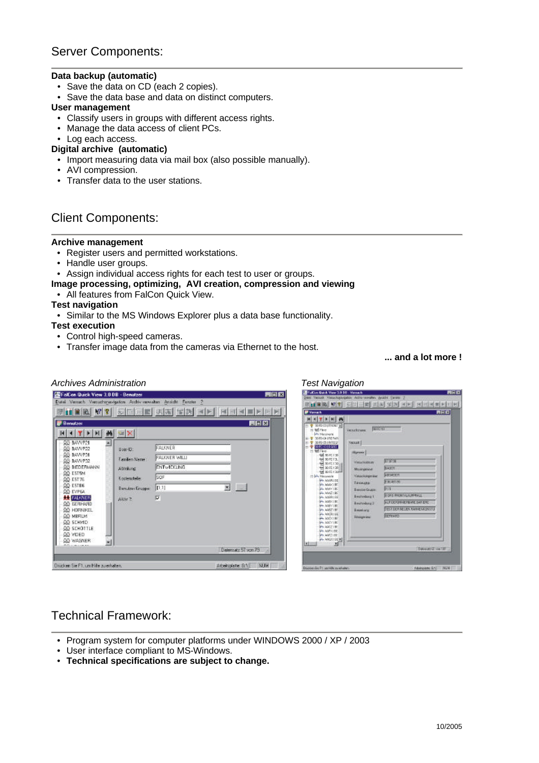## Server Components:

**Data backup (automatic)**

- Save the data on CD (each 2 copies).
- Save the data base and data on distinct computers.

**User management**

- Classify users in groups with different access rights.
- Manage the data access of client PCs.
- Log each access.

**Digital archive (automatic)**

- Import measuring data via mail box (also possible manually).
- AVI compression.
- Transfer data to the user stations.

## Client Components:

**Archive management**

- Register users and permitted workstations.
- Handle user groups.
- Assign individual access rights for each test to user or groups.

**Image processing, optimizing, AVI creation, compression and viewing**

- All features from FalCon Quick View.

**Test navigation**

- Similar to the MS Windows Explorer plus a data base functionality.

**Test execution**

- Control high-speed cameras.
- Transfer image data from the cameras via Ethernet to the host.

**... and a lot more !**

*Archives Administration*

*Test Navigation*

## Technical Framework:

- Program system for computer platforms under WINDOWS 2000 / XP / 2003
- User interface compliant to MS-Windows.
- **Technical specifications are subject to change.**

10/2005